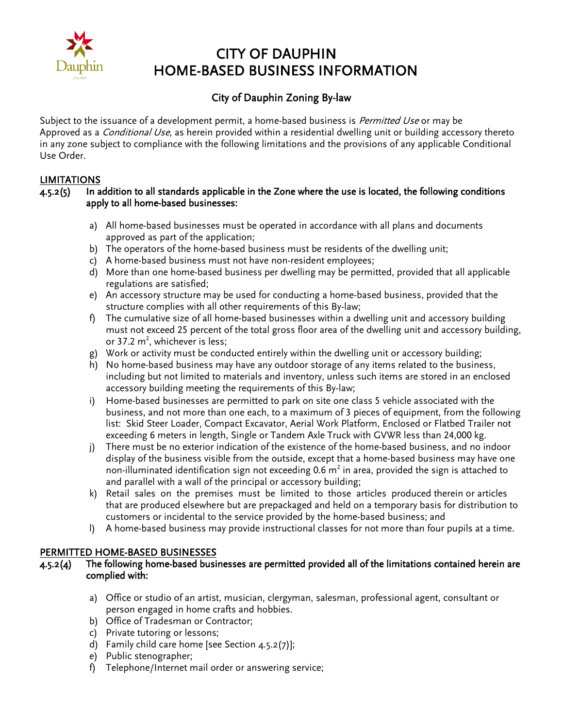# CITY OF DAUPHIN
# HOME-BASED BUSINESS INFORMATION

## City of Dauphin Zoning By-law

Subject to the issuance of a development permit, a home-based business is *Permitted Use* or may be Approved as a *Conditional Use*, as herein provided within a residential dwelling unit or building accessory thereto in any zone subject to compliance with the following limitations and the provisions of any applicable Conditional Use Order.

### LIMITATIONS

**4.5.2(5) In addition to all standards applicable in the Zone where the use is located, the following conditions apply to all home-based businesses:**

a) All home-based businesses must be operated in accordance with all plans and documents approved as part of the application;
b) The operators of the home-based business must be residents of the dwelling unit;
c) A home-based business must not have non-resident employees;
d) More than one home-based business per dwelling may be permitted, provided that all applicable regulations are satisfied;
e) An accessory structure may be used for conducting a home-based business, provided that the structure complies with all other requirements of this By-law;
f) The cumulative size of all home-based businesses within a dwelling unit and accessory building must not exceed 25 percent of the total gross floor area of the dwelling unit and accessory building, or 37.2 $m^2$, whichever is less;
g) Work or activity must be conducted entirely within the dwelling unit or accessory building;
h) No home-based business may have any outdoor storage of any items related to the business, including but not limited to materials and inventory, unless such items are stored in an enclosed accessory building meeting the requirements of this By-law;
i) Home-based businesses are permitted to park on site one class 5 vehicle associated with the business, and not more than one each, to a maximum of 3 pieces of equipment, from the following list: Skid Steer Loader, Compact Excavator, Aerial Work Platform, Enclosed or Flatbed Trailer not exceeding 6 meters in length, Single or Tandem Axle Truck with GVWR less than 24,000 kg.
j) There must be no exterior indication of the existence of the home-based business, and no indoor display of the business visible from the outside, except that a home-based business may have one non-illuminated identification sign not exceeding 0.6 $m^2$ in area, provided the sign is attached to and parallel with a wall of the principal or accessory building;
k) Retail sales on the premises must be limited to those articles produced therein or articles that are produced elsewhere but are prepackaged and held on a temporary basis for distribution to customers or incidental to the service provided by the home-based business; and
l) A home-based business may provide instructional classes for not more than four pupils at a time.

### PERMITTED HOME-BASED BUSINESSES

**4.5.2(4) The following home-based businesses are permitted provided all of the limitations contained herein are complied with:**

a) Office or studio of an artist, musician, clergyman, salesman, professional agent, consultant or person engaged in home crafts and hobbies.
b) Office of Tradesman or Contractor;
c) Private tutoring or lessons;
d) Family child care home [see Section 4.5.2(7)];
e) Public stenographer;
f) Telephone/Internet mail order or answering service;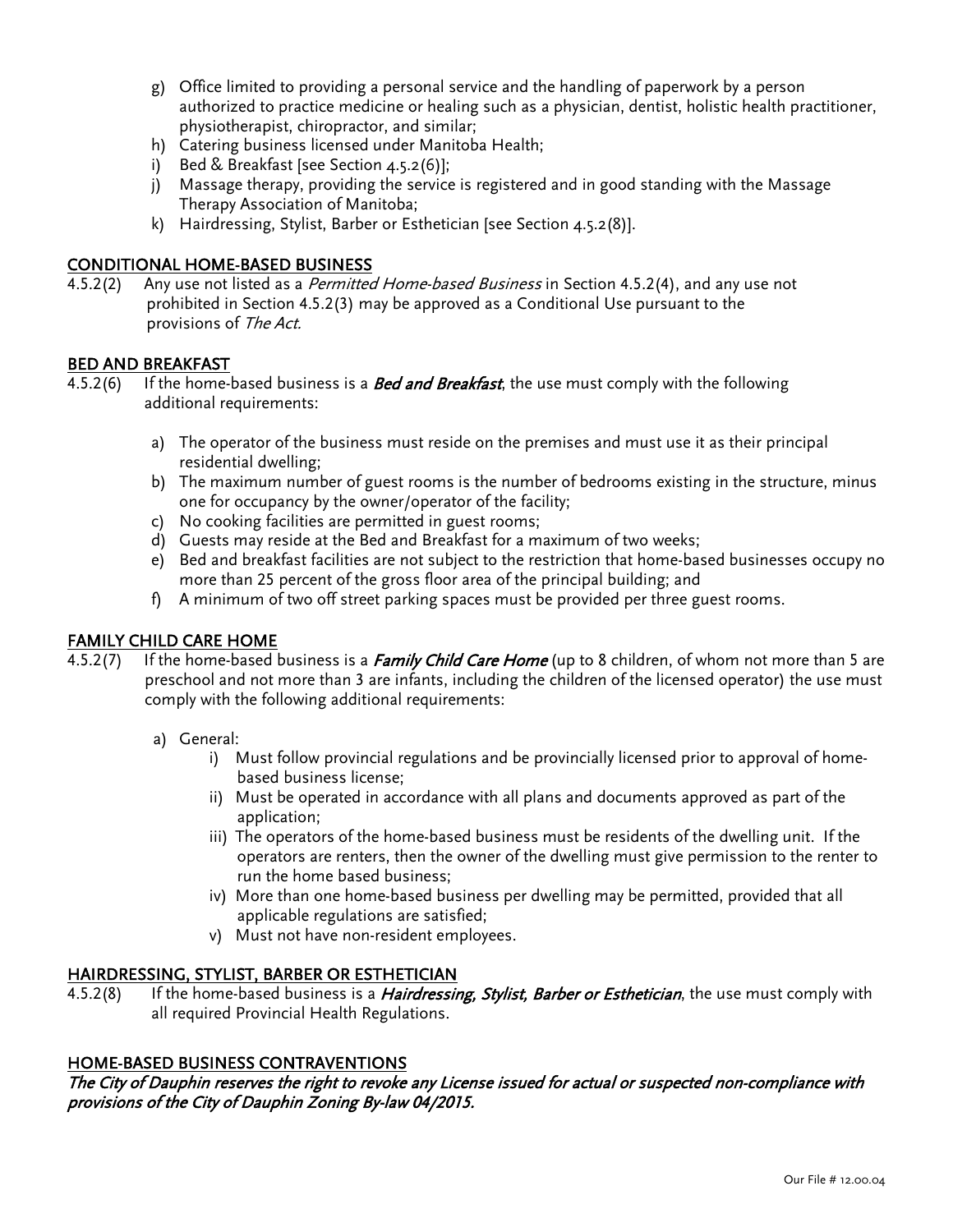g) Office limited to providing a personal service and the handling of paperwork by a person authorized to practice medicine or healing such as a physician, dentist, holistic health practitioner, physiotherapist, chiropractor, and similar;
h) Catering business licensed under Manitoba Health;
i) Bed & Breakfast [see Section 4.5.2(6)];
j) Massage therapy, providing the service is registered and in good standing with the Massage Therapy Association of Manitoba;
k) Hairdressing, Stylist, Barber or Esthetician [see Section 4.5.2(8)].

## CONDITIONAL HOME-BASED BUSINESS

4.5.2(2) Any use not listed as a *Permitted Home-based Business* in Section 4.5.2(4), and any use not prohibited in Section 4.5.2(3) may be approved as a Conditional Use pursuant to the provisions of *The Act.*

## BED AND BREAKFAST

4.5.2(6) If the home-based business is a ***Bed and Breakfast***, the use must comply with the following additional requirements:

a) The operator of the business must reside on the premises and must use it as their principal residential dwelling;
b) The maximum number of guest rooms is the number of bedrooms existing in the structure, minus one for occupancy by the owner/operator of the facility;
c) No cooking facilities are permitted in guest rooms;
d) Guests may reside at the Bed and Breakfast for a maximum of two weeks;
e) Bed and breakfast facilities are not subject to the restriction that home-based businesses occupy no more than 25 percent of the gross floor area of the principal building; and
f) A minimum of two off street parking spaces must be provided per three guest rooms.

## FAMILY CHILD CARE HOME

4.5.2(7) If the home-based business is a ***Family Child Care Home*** (up to 8 children, of whom not more than 5 are preschool and not more than 3 are infants, including the children of the licensed operator) the use must comply with the following additional requirements:

a) General:
   i) Must follow provincial regulations and be provincially licensed prior to approval of home-based business license;
   ii) Must be operated in accordance with all plans and documents approved as part of the application;
   iii) The operators of the home-based business must be residents of the dwelling unit. If the operators are renters, then the owner of the dwelling must give permission to the renter to run the home based business;
   iv) More than one home-based business per dwelling may be permitted, provided that all applicable regulations are satisfied;
   v) Must not have non-resident employees.

## HAIRDRESSING, STYLIST, BARBER OR ESTHETICIAN

4.5.2(8) If the home-based business is a ***Hairdressing, Stylist, Barber or Esthetician***, the use must comply with all required Provincial Health Regulations.

## HOME-BASED BUSINESS CONTRAVENTIONS

***The City of Dauphin reserves the right to revoke any License issued for actual or suspected non-compliance with provisions of the City of Dauphin Zoning By-law 04/2015.***

Our File # 12.00.04